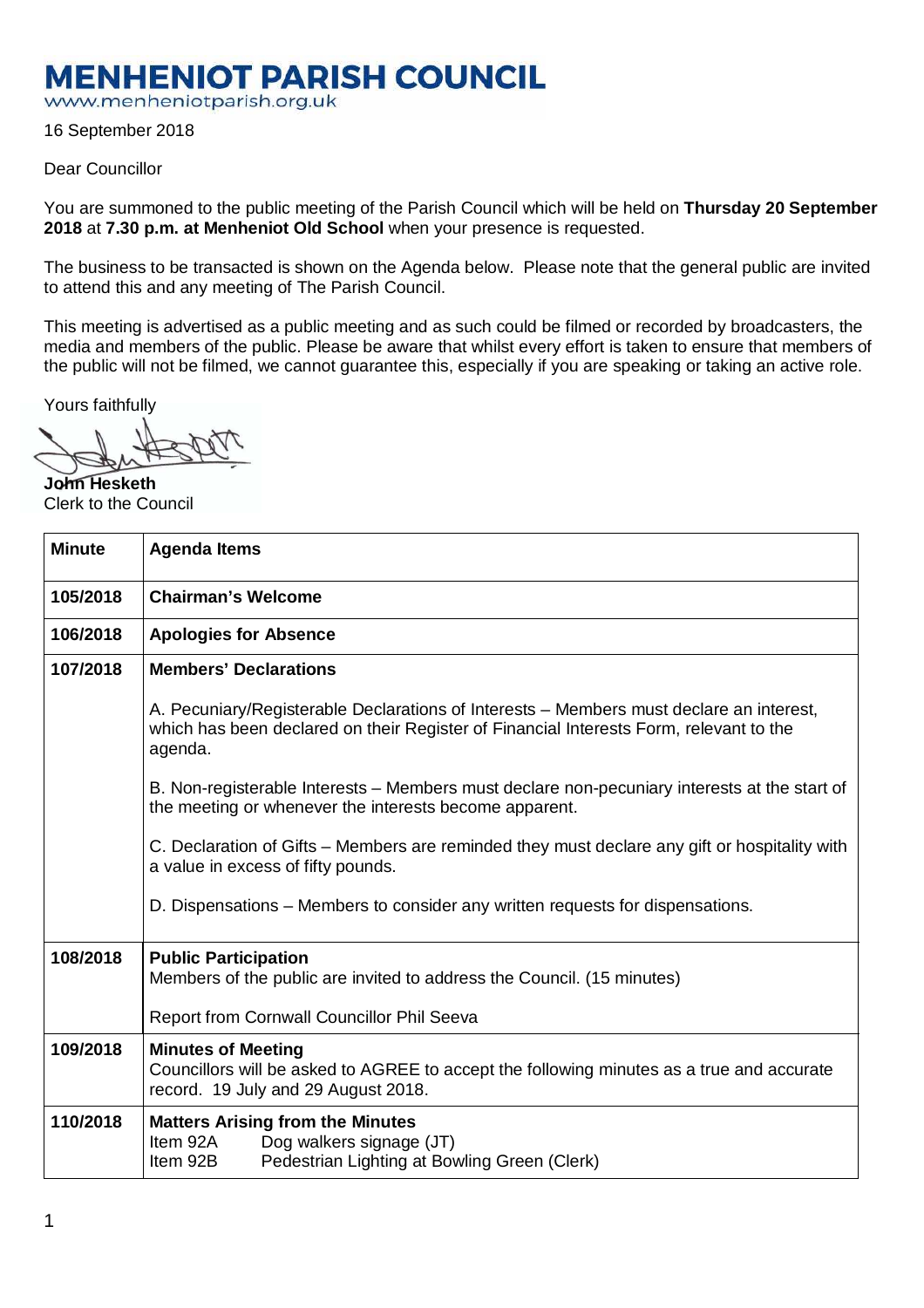# MENHENIOT PARISH COUNCIL

www.menheniotparish.org.uk

16 September 2018

Dear Councillor

You are summoned to the public meeting of the Parish Council which will be held on **Thursday 20 September 2018** at **7.30 p.m. at Menheniot Old School** when your presence is requested.

The business to be transacted is shown on the Agenda below. Please note that the general public are invited to attend this and any meeting of The Parish Council.

This meeting is advertised as a public meeting and as such could be filmed or recorded by broadcasters, the media and members of the public. Please be aware that whilst every effort is taken to ensure that members of the public will not be filmed, we cannot guarantee this, especially if you are speaking or taking an active role.

Yours faithfully

**John Hesketh**
Clerk to the Council

| Minute | Agenda Items |
|---|---|
| **105/2018** | **Chairman's Welcome** |
| **106/2018** | **Apologies for Absence** |
| **107/2018** | **Members' Declarations**<br><br>A. Pecuniary/Registerable Declarations of Interests – Members must declare an interest, which has been declared on their Register of Financial Interests Form, relevant to the agenda.<br><br>B. Non-registerable Interests – Members must declare non-pecuniary interests at the start of the meeting or whenever the interests become apparent.<br><br>C. Declaration of Gifts – Members are reminded they must declare any gift or hospitality with a value in excess of fifty pounds.<br><br>D. Dispensations – Members to consider any written requests for dispensations. |
| **108/2018** | **Public Participation**<br>Members of the public are invited to address the Council. (15 minutes)<br><br>Report from Cornwall Councillor Phil Seeva |
| **109/2018** | **Minutes of Meeting**<br>Councillors will be asked to AGREE to accept the following minutes as a true and accurate record. 19 July and 29 August 2018. |
| **110/2018** | **Matters Arising from the Minutes**<br>Item 92A Dog walkers signage (JT)<br>Item 92B Pedestrian Lighting at Bowling Green (Clerk) |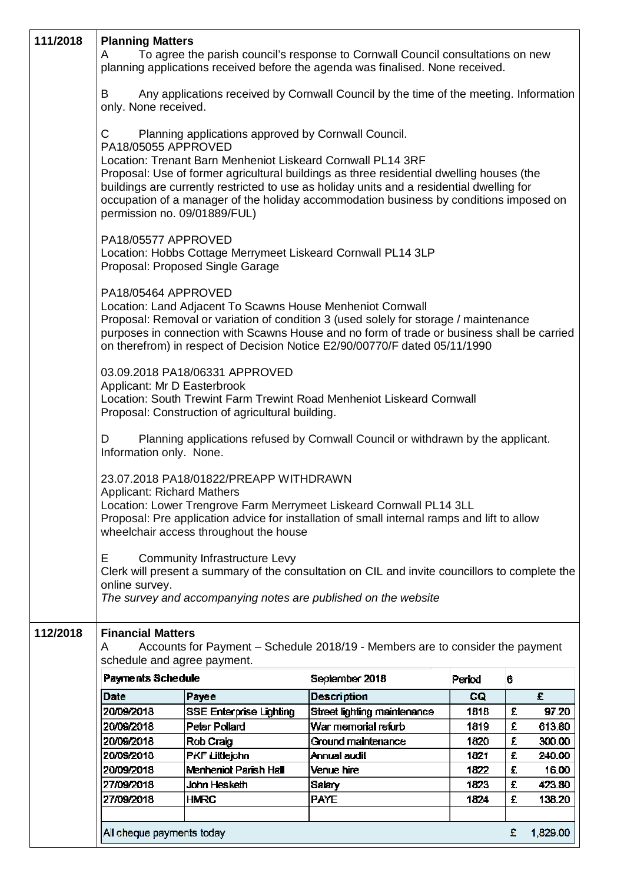**111/2018**

**Planning Matters**

A To agree the parish council's response to Cornwall Council consultations on new planning applications received before the agenda was finalised. None received.

B Any applications received by Cornwall Council by the time of the meeting. Information only. None received.

C Planning applications approved by Cornwall Council.

PA18/05055 APPROVED
Location: Trenant Barn Menheniot Liskeard Cornwall PL14 3RF
Proposal: Use of former agricultural buildings as three residential dwelling houses (the buildings are currently restricted to use as holiday units and a residential dwelling for occupation of a manager of the holiday accommodation business by conditions imposed on permission no. 09/01889/FUL)

PA18/05577 APPROVED
Location: Hobbs Cottage Merrymeet Liskeard Cornwall PL14 3LP
Proposal: Proposed Single Garage

PA18/05464 APPROVED
Location: Land Adjacent To Scawns House Menheniot Cornwall
Proposal: Removal or variation of condition 3 (used solely for storage / maintenance purposes in connection with Scawns House and no form of trade or business shall be carried on therefrom) in respect of Decision Notice E2/90/00770/F dated 05/11/1990

03.09.2018 PA18/06331 APPROVED
Applicant: Mr D Easterbrook
Location: South Trewint Farm Trewint Road Menheniot Liskeard Cornwall
Proposal: Construction of agricultural building.

D Planning applications refused by Cornwall Council or withdrawn by the applicant. Information only. None.

23.07.2018 PA18/01822/PREAPP WITHDRAWN
Applicant: Richard Mathers
Location: Lower Trengrove Farm Merrymeet Liskeard Cornwall PL14 3LL
Proposal: Pre application advice for installation of small internal ramps and lift to allow wheelchair access throughout the house

E Community Infrastructure Levy
Clerk will present a summary of the consultation on CIL and invite councillors to complete the online survey.
*The survey and accompanying notes are published on the website*

**112/2018**

**Financial Matters**

A Accounts for Payment – Schedule 2018/19 - Members are to consider the payment schedule and agree payment.

| Payments Schedule | | September 2018 | Period | 6 |
|---|---|---|---|---|
| **Date** | **Payee** | **Description** | **CQ** | **£** |
| 20/09/2018 | SSE Enterprise Lighting | Street lighting maintenance | 1818 | £ 97.20 |
| 20/09/2018 | Peter Pollard | War memorial refurb | 1819 | £ 613.80 |
| 20/09/2018 | Rob Craig | Ground maintenance | 1820 | £ 300.00 |
| 20/09/2018 | PKF Littlejohn | Annual audit | 1821 | £ 240.00 |
| 20/09/2018 | Menheniot Parish Hall | Venue hire | 1822 | £ 16.00 |
| 27/09/2018 | John Hesketh | Salary | 1823 | £ 423.80 |
| 27/09/2018 | HMRC | PAYE | 1824 | £ 138.20 |
| | | | | |
| All cheque payments today | | | | £ 1,829.00 |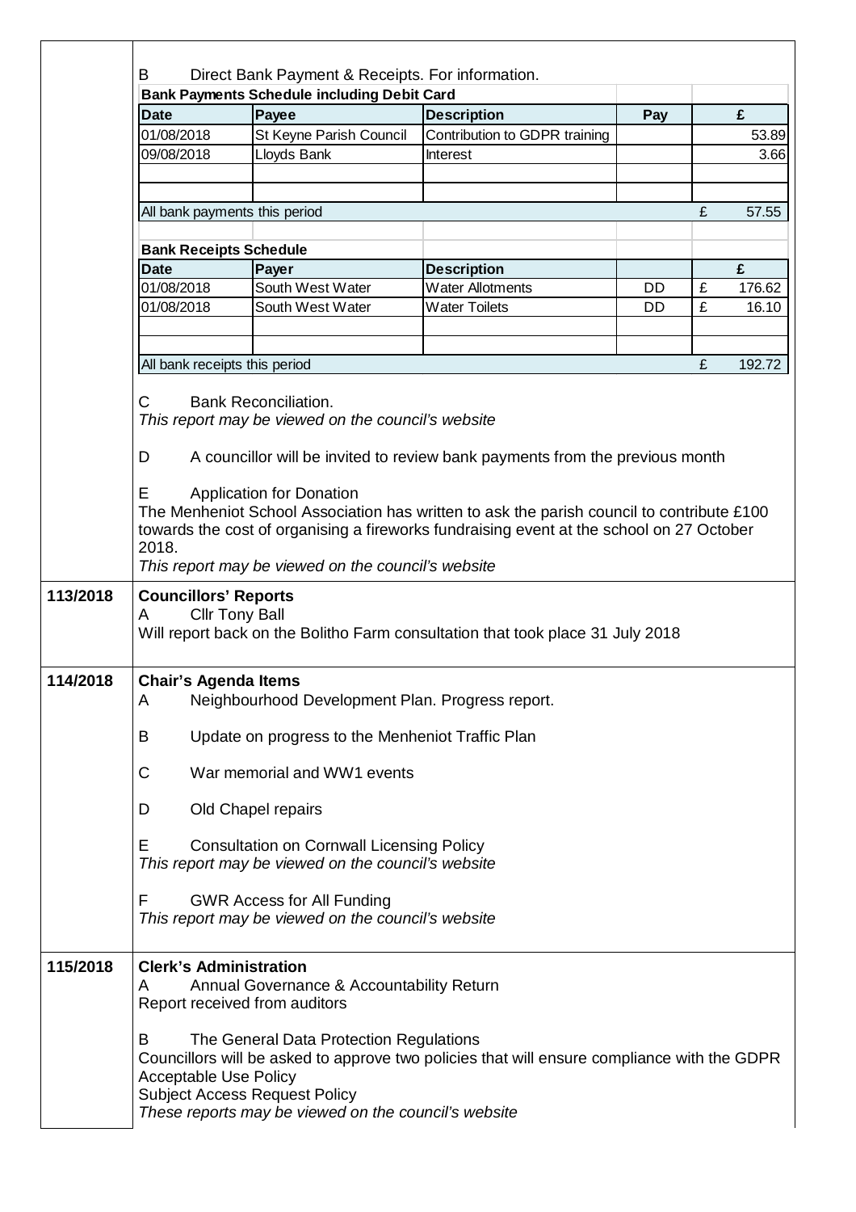B Direct Bank Payment & Receipts. For information.

| Bank Payments Schedule including Debit Card | | | | |
|---|---|---|---|---|
| **Date** | **Payee** | **Description** | **Pay** | **£** |
| 01/08/2018 | St Keyne Parish Council | Contribution to GDPR training | | 53.89 |
| 09/08/2018 | Lloyds Bank | Interest | | 3.66 |
| | | | | |
| | | | | |
| All bank payments this period | | | | £ 57.55 |

| Bank Receipts Schedule | | | | |
|---|---|---|---|---|
| **Date** | **Payer** | **Description** | | **£** |
| 01/08/2018 | South West Water | Water Allotments | DD | £ 176.62 |
| 01/08/2018 | South West Water | Water Toilets | DD | £ 16.10 |
| | | | | |
| | | | | |
| All bank receipts this period | | | | £ 192.72 |

C Bank Reconciliation.
*This report may be viewed on the council's website*

D A councillor will be invited to review bank payments from the previous month

E Application for Donation
The Menheniot School Association has written to ask the parish council to contribute £100 towards the cost of organising a fireworks fundraising event at the school on 27 October 2018.
*This report may be viewed on the council's website*

**113/2018 Councillors' Reports**

A Cllr Tony Ball
Will report back on the Bolitho Farm consultation that took place 31 July 2018

**114/2018 Chair's Agenda Items**

A Neighbourhood Development Plan. Progress report.

B Update on progress to the Menheniot Traffic Plan

C War memorial and WW1 events

D Old Chapel repairs

E Consultation on Cornwall Licensing Policy
*This report may be viewed on the council's website*

F GWR Access for All Funding
*This report may be viewed on the council's website*

**115/2018 Clerk's Administration**

A Annual Governance & Accountability Return
Report received from auditors

B The General Data Protection Regulations
Councillors will be asked to approve two policies that will ensure compliance with the GDPR
Acceptable Use Policy
Subject Access Request Policy
*These reports may be viewed on the council's website*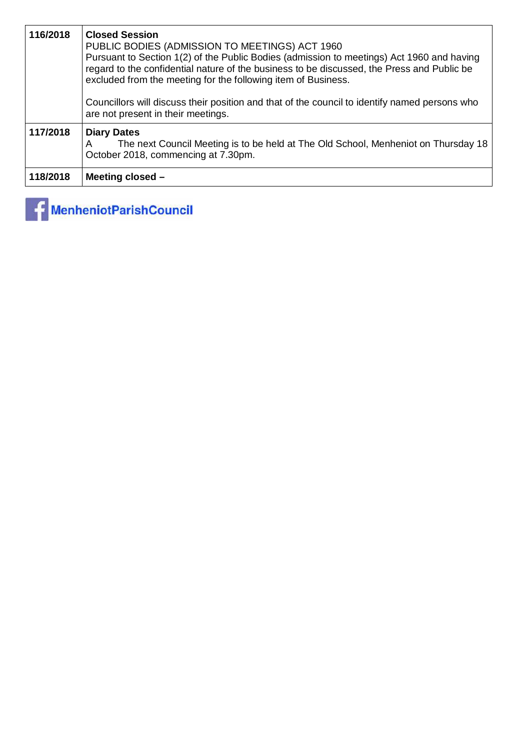| | |
|---|---|
| **116/2018** | **Closed Session**<br>PUBLIC BODIES (ADMISSION TO MEETINGS) ACT 1960<br>Pursuant to Section 1(2) of the Public Bodies (admission to meetings) Act 1960 and having regard to the confidential nature of the business to be discussed, the Press and Public be excluded from the meeting for the following item of Business.<br><br>Councillors will discuss their position and that of the council to identify named persons who are not present in their meetings. |
| **117/2018** | **Diary Dates**<br>A The next Council Meeting is to be held at The Old School, Menheniot on Thursday 18 October 2018, commencing at 7.30pm. |
| **118/2018** | **Meeting closed –** |

MenheniotParishCouncil